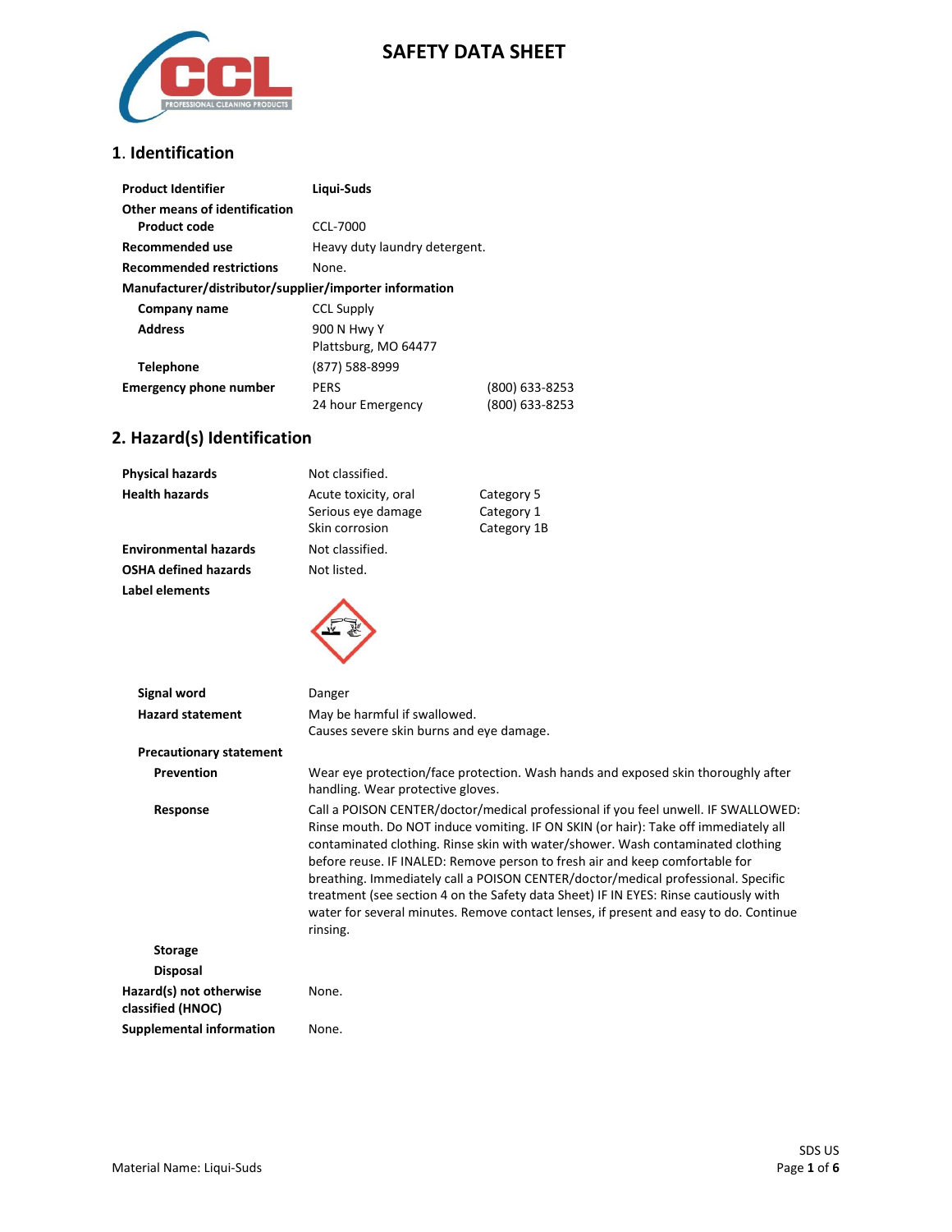# SAFETY DATA SHEET

## 1. Identification

| | | |
|---|---|---|
| **Product Identifier** | **Liqui-Suds** | |
| **Other means of identification** | | |
| **Product code** | CCL-7000 | |
| **Recommended use** | Heavy duty laundry detergent. | |
| **Recommended restrictions** | None. | |
| **Manufacturer/distributor/supplier/importer information** | | |
| **Company name** | CCL Supply | |
| **Address** | 900 N Hwy Y<br>Plattsburg, MO 64477 | |
| **Telephone** | (877) 588-8999 | |
| **Emergency phone number** | PERS<br>24 hour Emergency | (800) 633-8253<br>(800) 633-8253 |

## 2. Hazard(s) Identification

| | | |
|---|---|---|
| **Physical hazards** | Not classified. | |
| **Health hazards** | Acute toxicity, oral<br>Serious eye damage<br>Skin corrosion | Category 5<br>Category 1<br>Category 1B |
| **Environmental hazards** | Not classified. | |
| **OSHA defined hazards** | Not listed. | |
| **Label elements** | | |

**Signal word**: Danger

**Hazard statement**: May be harmful if swallowed.
Causes severe skin burns and eye damage.

**Precautionary statement**

**Prevention**: Wear eye protection/face protection. Wash hands and exposed skin thoroughly after handling. Wear protective gloves.

**Response**: Call a POISON CENTER/doctor/medical professional if you feel unwell. IF SWALLOWED: Rinse mouth. Do NOT induce vomiting. IF ON SKIN (or hair): Take off immediately all contaminated clothing. Rinse skin with water/shower. Wash contaminated clothing before reuse. IF INALED: Remove person to fresh air and keep comfortable for breathing. Immediately call a POISON CENTER/doctor/medical professional. Specific treatment (see section 4 on the Safety data Sheet) IF IN EYES: Rinse cautiously with water for several minutes. Remove contact lenses, if present and easy to do. Continue rinsing.

**Storage**

**Disposal**

**Hazard(s) not otherwise classified (HNOC)**: None.

**Supplemental information**: None.

Material Name: Liqui-Suds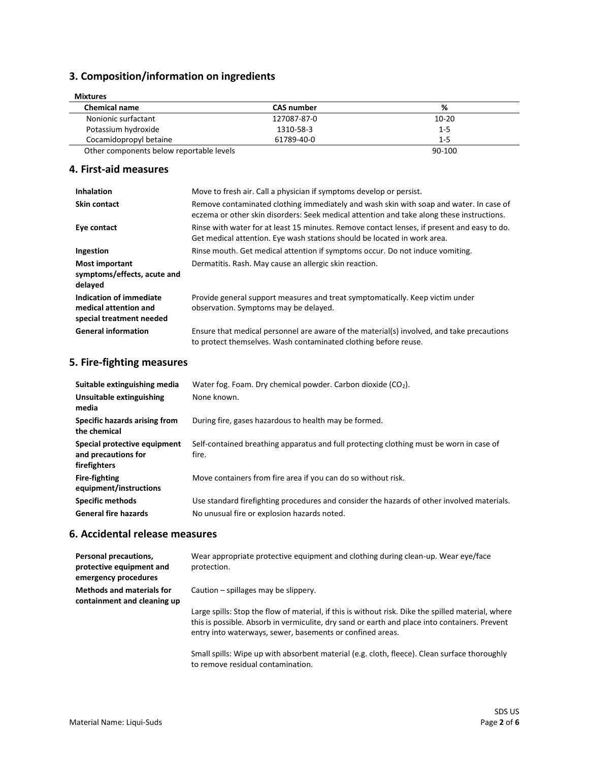## 3. Composition/information on ingredients

**Mixtures**

| Chemical name | CAS number | % |
|---|---|---|
| Nonionic surfactant | 127087-87-0 | 10-20 |
| Potassium hydroxide | 1310-58-3 | 1-5 |
| Cocamidopropyl betaine | 61789-40-0 | 1-5 |
| Other components below reportable levels | | 90-100 |

## 4. First-aid measures

| | |
|---|---|
| **Inhalation** | Move to fresh air. Call a physician if symptoms develop or persist. |
| **Skin contact** | Remove contaminated clothing immediately and wash skin with soap and water. In case of eczema or other skin disorders: Seek medical attention and take along these instructions. |
| **Eye contact** | Rinse with water for at least 15 minutes. Remove contact lenses, if present and easy to do. Get medical attention. Eye wash stations should be located in work area. |
| **Ingestion** | Rinse mouth. Get medical attention if symptoms occur. Do not induce vomiting. |
| **Most important symptoms/effects, acute and delayed** | Dermatitis. Rash. May cause an allergic skin reaction. |
| **Indication of immediate medical attention and special treatment needed** | Provide general support measures and treat symptomatically. Keep victim under observation. Symptoms may be delayed. |
| **General information** | Ensure that medical personnel are aware of the material(s) involved, and take precautions to protect themselves. Wash contaminated clothing before reuse. |

## 5. Fire-fighting measures

| | |
|---|---|
| **Suitable extinguishing media** | Water fog. Foam. Dry chemical powder. Carbon dioxide ($CO_2$). |
| **Unsuitable extinguishing media** | None known. |
| **Specific hazards arising from the chemical** | During fire, gases hazardous to health may be formed. |
| **Special protective equipment and precautions for firefighters** | Self-contained breathing apparatus and full protecting clothing must be worn in case of fire. |
| **Fire-fighting equipment/instructions** | Move containers from fire area if you can do so without risk. |
| **Specific methods** | Use standard firefighting procedures and consider the hazards of other involved materials. |
| **General fire hazards** | No unusual fire or explosion hazards noted. |

## 6. Accidental release measures

| | |
|---|---|
| **Personal precautions, protective equipment and emergency procedures** | Wear appropriate protective equipment and clothing during clean-up. Wear eye/face protection. |
| **Methods and materials for containment and cleaning up** | Caution – spillages may be slippery.<br><br>Large spills: Stop the flow of material, if this is without risk. Dike the spilled material, where this is possible. Absorb in vermiculite, dry sand or earth and place into containers. Prevent entry into waterways, sewer, basements or confined areas.<br><br>Small spills: Wipe up with absorbent material (e.g. cloth, fleece). Clean surface thoroughly to remove residual contamination. |

Material Name: Liqui-Suds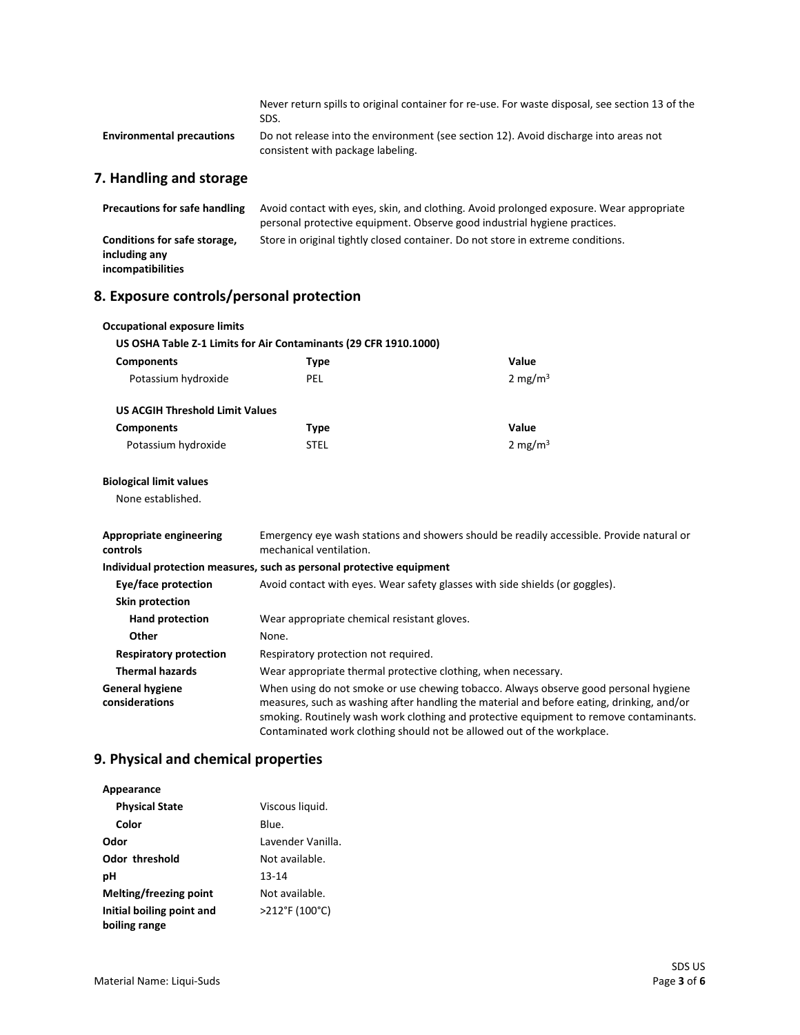| | |
|---|---|
| | Never return spills to original container for re-use. For waste disposal, see section 13 of the SDS. |
| **Environmental precautions** | Do not release into the environment (see section 12). Avoid discharge into areas not consistent with package labeling. |

## 7. Handling and storage

| | |
|---|---|
| **Precautions for safe handling** | Avoid contact with eyes, skin, and clothing. Avoid prolonged exposure. Wear appropriate personal protective equipment. Observe good industrial hygiene practices. |
| **Conditions for safe storage, including any incompatibilities** | Store in original tightly closed container. Do not store in extreme conditions. |

## 8. Exposure controls/personal protection

**Occupational exposure limits**

**US OSHA Table Z-1 Limits for Air Contaminants (29 CFR 1910.1000)**

| Components | Type | Value |
|---|---|---|
| Potassium hydroxide | PEL | 2 $mg/m^3$ |

**US ACGIH Threshold Limit Values**

| Components | Type | Value |
|---|---|---|
| Potassium hydroxide | STEL | 2 $mg/m^3$ |

**Biological limit values**

None established.

| | |
|---|---|
| **Appropriate engineering controls** | Emergency eye wash stations and showers should be readily accessible. Provide natural or mechanical ventilation. |

**Individual protection measures, such as personal protective equipment**

| | |
|---|---|
| **Eye/face protection** | Avoid contact with eyes. Wear safety glasses with side shields (or goggles). |
| **Skin protection** | |
| **Hand protection** | Wear appropriate chemical resistant gloves. |
| **Other** | None. |
| **Respiratory protection** | Respiratory protection not required. |
| **Thermal hazards** | Wear appropriate thermal protective clothing, when necessary. |
| **General hygiene considerations** | When using do not smoke or use chewing tobacco. Always observe good personal hygiene measures, such as washing after handling the material and before eating, drinking, and/or smoking. Routinely wash work clothing and protective equipment to remove contaminants. Contaminated work clothing should not be allowed out of the workplace. |

## 9. Physical and chemical properties

| | |
|---|---|
| **Appearance** | |
| **Physical State** | Viscous liquid. |
| **Color** | Blue. |
| **Odor** | Lavender Vanilla. |
| **Odor threshold** | Not available. |
| **pH** | 13-14 |
| **Melting/freezing point** | Not available. |
| **Initial boiling point and boiling range** | >212°F (100°C) |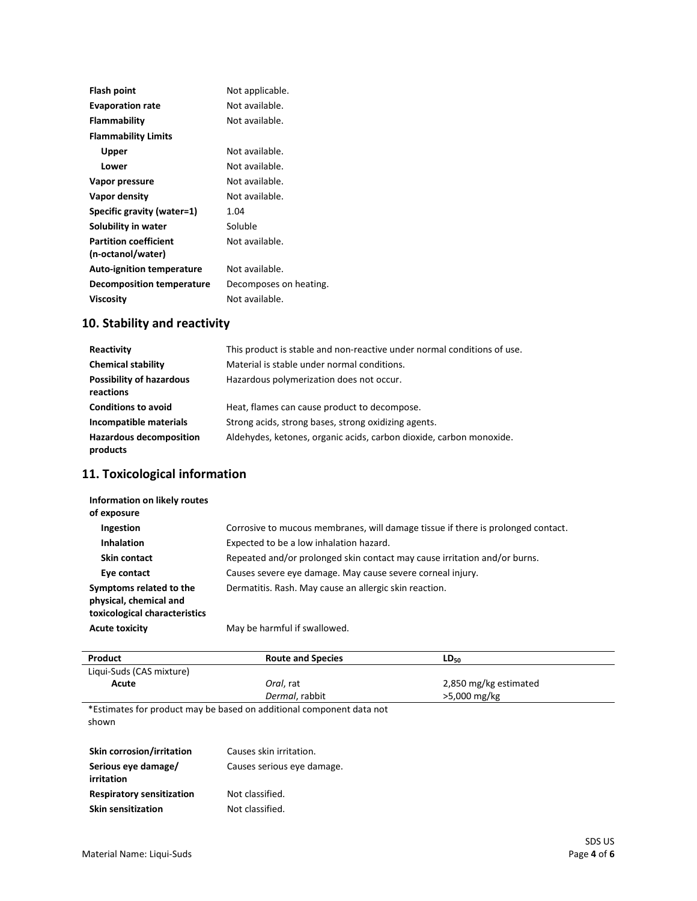| | |
|---|---|
| **Flash point** | Not applicable. |
| **Evaporation rate** | Not available. |
| **Flammability** | Not available. |
| **Flammability Limits** | |
| **Upper** | Not available. |
| **Lower** | Not available. |
| **Vapor pressure** | Not available. |
| **Vapor density** | Not available. |
| **Specific gravity (water=1)** | 1.04 |
| **Solubility in water** | Soluble |
| **Partition coefficient (n-octanol/water)** | Not available. |
| **Auto-ignition temperature** | Not available. |
| **Decomposition temperature** | Decomposes on heating. |
| **Viscosity** | Not available. |

## 10. Stability and reactivity

| | |
|---|---|
| **Reactivity** | This product is stable and non-reactive under normal conditions of use. |
| **Chemical stability** | Material is stable under normal conditions. |
| **Possibility of hazardous reactions** | Hazardous polymerization does not occur. |
| **Conditions to avoid** | Heat, flames can cause product to decompose. |
| **Incompatible materials** | Strong acids, strong bases, strong oxidizing agents. |
| **Hazardous decomposition products** | Aldehydes, ketones, organic acids, carbon dioxide, carbon monoxide. |

## 11. Toxicological information

| | |
|---|---|
| **Information on likely routes of exposure** | |
| **Ingestion** | Corrosive to mucous membranes, will damage tissue if there is prolonged contact. |
| **Inhalation** | Expected to be a low inhalation hazard. |
| **Skin contact** | Repeated and/or prolonged skin contact may cause irritation and/or burns. |
| **Eye contact** | Causes severe eye damage. May cause severe corneal injury. |
| **Symptoms related to the physical, chemical and toxicological characteristics** | Dermatitis. Rash. May cause an allergic skin reaction. |
| **Acute toxicity** | May be harmful if swallowed. |

| Product | Route and Species | $LD_{50}$ |
|---|---|---|
| Liqui-Suds (CAS mixture) | | |
| **Acute** | *Oral*, rat | 2,850 mg/kg estimated |
| | *Dermal*, rabbit | >5,000 mg/kg |

*Estimates for product may be based on additional component data not shown

| | |
|---|---|
| **Skin corrosion/irritation** | Causes skin irritation. |
| **Serious eye damage/ irritation** | Causes serious eye damage. |
| **Respiratory sensitization** | Not classified. |
| **Skin sensitization** | Not classified. |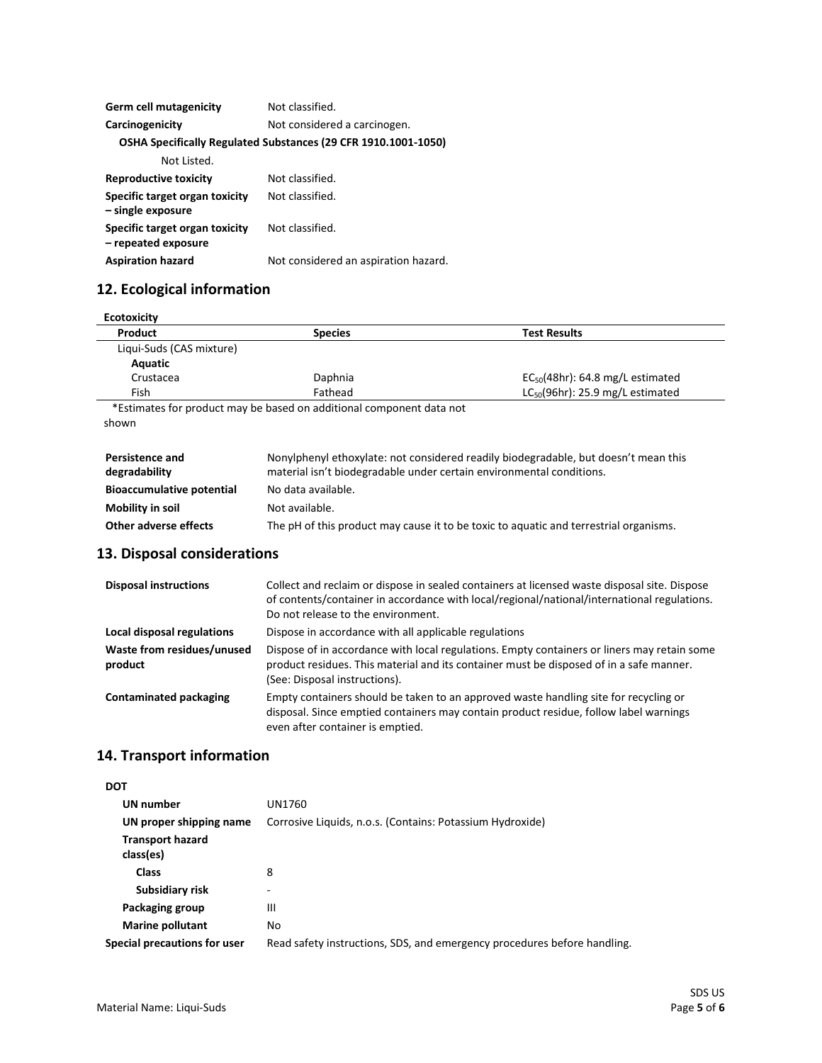| | |
|---|---|
| **Germ cell mutagenicity** | Not classified. |
| **Carcinogenicity** | Not considered a carcinogen. |

**OSHA Specifically Regulated Substances (29 CFR 1910.1001-1050)**

Not Listed.

| | |
|---|---|
| **Reproductive toxicity** | Not classified. |
| **Specific target organ toxicity – single exposure** | Not classified. |
| **Specific target organ toxicity – repeated exposure** | Not classified. |
| **Aspiration hazard** | Not considered an aspiration hazard. |

## 12. Ecological information

**Ecotoxicity**

| Product | Species | Test Results |
|---|---|---|
| Liqui-Suds (CAS mixture) | | |
| **Aquatic** | | |
| Crustacea | Daphnia | $EC_{50}$(48hr): 64.8 mg/L estimated |
| Fish | Fathead | $LC_{50}$(96hr): 25.9 mg/L estimated |

*Estimates for product may be based on additional component data not shown

| | |
|---|---|
| **Persistence and degradability** | Nonylphenyl ethoxylate: not considered readily biodegradable, but doesn't mean this material isn't biodegradable under certain environmental conditions. |
| **Bioaccumulative potential** | No data available. |
| **Mobility in soil** | Not available. |
| **Other adverse effects** | The pH of this product may cause it to be toxic to aquatic and terrestrial organisms. |

## 13. Disposal considerations

| | |
|---|---|
| **Disposal instructions** | Collect and reclaim or dispose in sealed containers at licensed waste disposal site. Dispose of contents/container in accordance with local/regional/national/international regulations. Do not release to the environment. |
| **Local disposal regulations** | Dispose in accordance with all applicable regulations |
| **Waste from residues/unused product** | Dispose of in accordance with local regulations. Empty containers or liners may retain some product residues. This material and its container must be disposed of in a safe manner. (See: Disposal instructions). |
| **Contaminated packaging** | Empty containers should be taken to an approved waste handling site for recycling or disposal. Since emptied containers may contain product residue, follow label warnings even after container is emptied. |

## 14. Transport information

**DOT**

| | |
|---|---|
| **UN number** | UN1760 |
| **UN proper shipping name** | Corrosive Liquids, n.o.s. (Contains: Potassium Hydroxide) |
| **Transport hazard class(es)** | |
| **Class** | 8 |
| **Subsidiary risk** | - |
| **Packaging group** | III |
| **Marine pollutant** | No |
| **Special precautions for user** | Read safety instructions, SDS, and emergency procedures before handling. |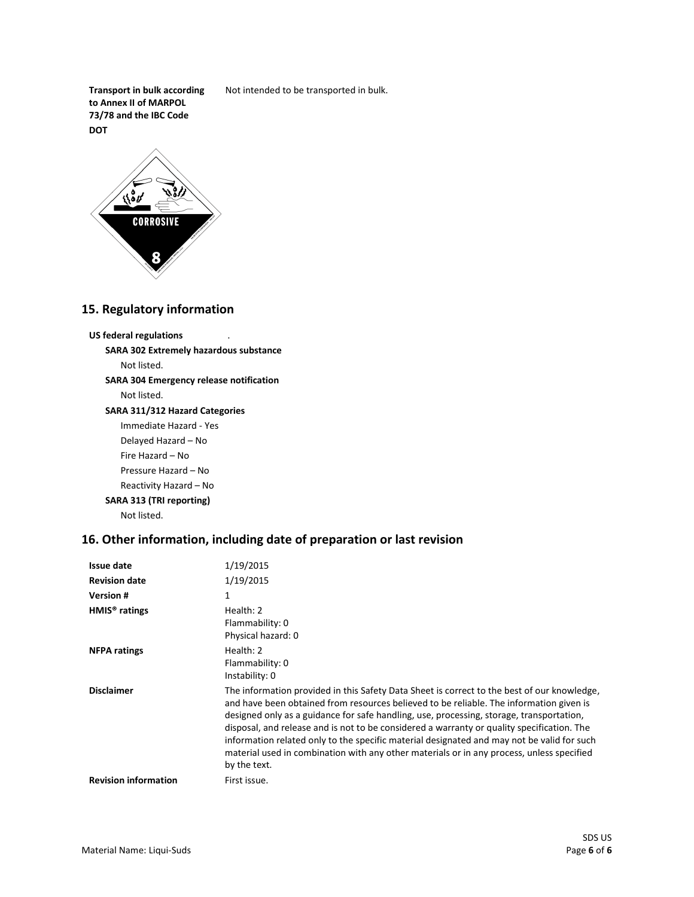**Transport in bulk according to Annex II of MARPOL 73/78 and the IBC Code** Not intended to be transported in bulk.

**DOT**

CORROSIVE

8

## 15. Regulatory information

**US federal regulations** .

**SARA 302 Extremely hazardous substance**

Not listed.

**SARA 304 Emergency release notification**

Not listed.

**SARA 311/312 Hazard Categories**

Immediate Hazard - Yes

Delayed Hazard – No

Fire Hazard – No

Pressure Hazard – No

Reactivity Hazard – No

**SARA 313 (TRI reporting)**

Not listed.

## 16. Other information, including date of preparation or last revision

| | |
|---|---|
| **Issue date** | 1/19/2015 |
| **Revision date** | 1/19/2015 |
| **Version #** | 1 |
| **HMIS® ratings** | Health: 2<br>Flammability: 0<br>Physical hazard: 0 |
| **NFPA ratings** | Health: 2<br>Flammability: 0<br>Instability: 0 |
| **Disclaimer** | The information provided in this Safety Data Sheet is correct to the best of our knowledge, and have been obtained from resources believed to be reliable. The information given is designed only as a guidance for safe handling, use, processing, storage, transportation, disposal, and release and is not to be considered a warranty or quality specification. The information related only to the specific material designated and may not be valid for such material used in combination with any other materials or in any process, unless specified by the text. |
| **Revision information** | First issue. |

Material Name: Liqui-Suds